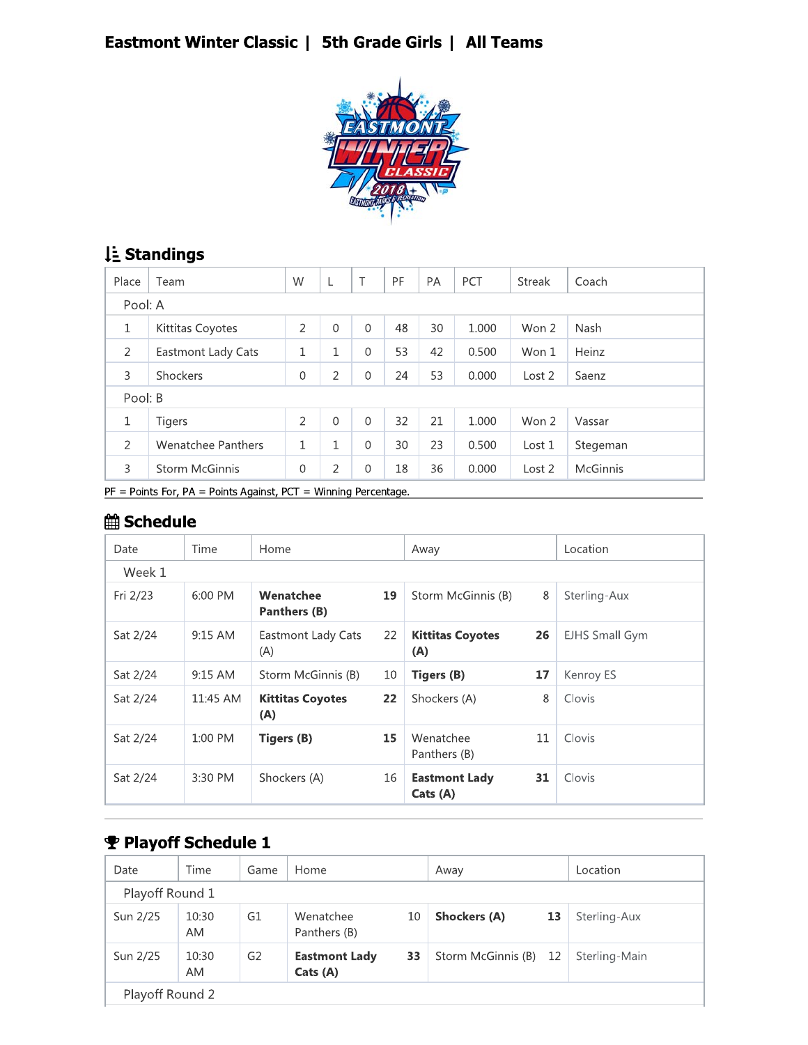# Eastmont Winter Classic | 5th Grade Girls | All Teams

## Standings

| Place | Team | W | L | T | PF | PA | PCT | Streak | Coach |
|---|---|---|---|---|---|---|---|---|---|
| Pool: A | | | | | | | | | |
| 1 | Kittitas Coyotes | 2 | 0 | 0 | 48 | 30 | 1.000 | Won 2 | Nash |
| 2 | Eastmont Lady Cats | 1 | 1 | 0 | 53 | 42 | 0.500 | Won 1 | Heinz |
| 3 | Shockers | 0 | 2 | 0 | 24 | 53 | 0.000 | Lost 2 | Saenz |
| Pool: B | | | | | | | | | |
| 1 | Tigers | 2 | 0 | 0 | 32 | 21 | 1.000 | Won 2 | Vassar |
| 2 | Wenatchee Panthers | 1 | 1 | 0 | 30 | 23 | 0.500 | Lost 1 | Stegeman |
| 3 | Storm McGinnis | 0 | 2 | 0 | 18 | 36 | 0.000 | Lost 2 | McGinnis |

PF = Points For, PA = Points Against, PCT = Winning Percentage.

## Schedule

| Date | Time | Home | | Away | | Location |
|---|---|---|---|---|---|---|
| Week 1 | | | | | | |
| Fri 2/23 | 6:00 PM | **Wenatchee Panthers (B)** | **19** | Storm McGinnis (B) | 8 | Sterling-Aux |
| Sat 2/24 | 9:15 AM | Eastmont Lady Cats (A) | 22 | **Kittitas Coyotes (A)** | **26** | EJHS Small Gym |
| Sat 2/24 | 9:15 AM | Storm McGinnis (B) | 10 | **Tigers (B)** | **17** | Kenroy ES |
| Sat 2/24 | 11:45 AM | **Kittitas Coyotes (A)** | **22** | Shockers (A) | 8 | Clovis |
| Sat 2/24 | 1:00 PM | **Tigers (B)** | **15** | Wenatchee Panthers (B) | 11 | Clovis |
| Sat 2/24 | 3:30 PM | Shockers (A) | 16 | **Eastmont Lady Cats (A)** | **31** | Clovis |

## Playoff Schedule 1

| Date | Time | Game | Home | | Away | | Location |
|---|---|---|---|---|---|---|---|
| Playoff Round 1 | | | | | | | |
| Sun 2/25 | 10:30 AM | G1 | Wenatchee Panthers (B) | 10 | **Shockers (A)** | **13** | Sterling-Aux |
| Sun 2/25 | 10:30 AM | G2 | **Eastmont Lady Cats (A)** | **33** | Storm McGinnis (B) | 12 | Sterling-Main |
| Playoff Round 2 | | | | | | | |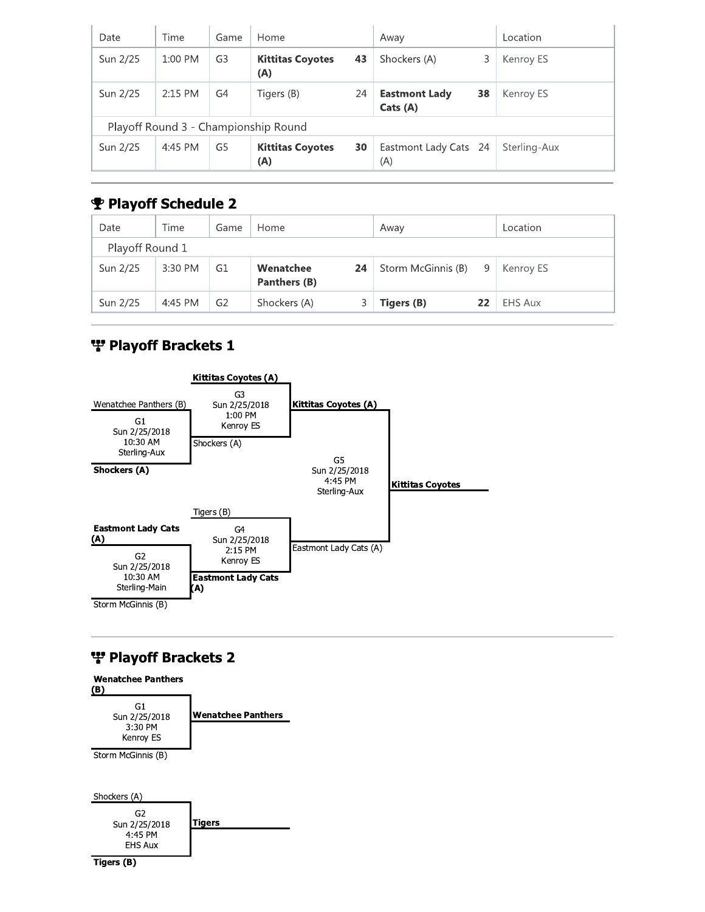| Date | Time | Game | Home | | Away | | Location |
|---|---|---|---|---|---|---|---|
| Sun 2/25 | 1:00 PM | G3 | **Kittitas Coyotes (A)** | **43** | Shockers (A) | 3 | Kenroy ES |
| Sun 2/25 | 2:15 PM | G4 | Tigers (B) | 24 | **Eastmont Lady Cats (A)** | **38** | Kenroy ES |
| Playoff Round 3 - Championship Round | | | | | | | |
| Sun 2/25 | 4:45 PM | G5 | **Kittitas Coyotes (A)** | **30** | Eastmont Lady Cats (A) | 24 | Sterling-Aux |

## Playoff Schedule 2

| Date | Time | Game | Home | | Away | | Location |
|---|---|---|---|---|---|---|---|
| Playoff Round 1 | | | | | | | |
| Sun 2/25 | 3:30 PM | G1 | **Wenatchee Panthers (B)** | **24** | Storm McGinnis (B) | 9 | Kenroy ES |
| Sun 2/25 | 4:45 PM | G2 | Shockers (A) | 3 | **Tigers (B)** | **22** | EHS Aux |

## Playoff Brackets 1

Wenatchee Panthers (B)
G1
Sun 2/25/2018
10:30 AM
Sterling-Aux
**Shockers (A)**

**Eastmont Lady Cats (A)**
G2
Sun 2/25/2018
10:30 AM
Sterling-Main
Storm McGinnis (B)

**Kittitas Coyotes (A)**
G3
Sun 2/25/2018
1:00 PM
Kenroy ES
Shockers (A)

Tigers (B)
G4
Sun 2/25/2018
2:15 PM
Kenroy ES
**Eastmont Lady Cats (A)**

**Kittitas Coyotes (A)**
G5
Sun 2/25/2018
4:45 PM
Sterling-Aux
Eastmont Lady Cats (A)

**Kittitas Coyotes**

## Playoff Brackets 2

**Wenatchee Panthers (B)**
G1
Sun 2/25/2018
3:30 PM
Kenroy ES
Storm McGinnis (B)

**Wenatchee Panthers**

Shockers (A)
G2
Sun 2/25/2018
4:45 PM
EHS Aux
**Tigers (B)**

**Tigers**